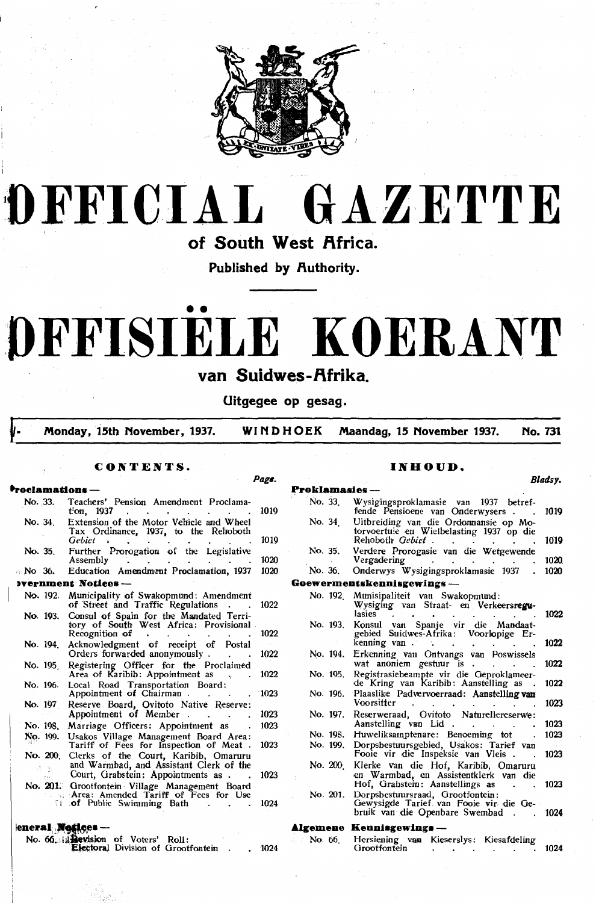# OFFICIAL GAZETTE

## of South West Africa.

**Published by Authority.**

# OFFISIËLE KOERANT

## van Suidwes-Afrika.

**Uitgegee op gesag.**

**Monday, 15th November, 1937. WINDHOEK Maandag, 15 November 1937. No. 731**

## CONTENTS.

| | | Page. |
|---|---|---|
| **Proclamations —** | | |
| No. 33. | Teachers' Pension Amendment Proclamation, 1937 | 1019 |
| No. 34. | Extension of the Motor Vehicle and Wheel Tax Ordinance, 1937, to the Rehoboth *Gebiet* | 1019 |
| No. 35. | Further Prorogation of the Legislative Assembly | 1020 |
| No 36. | Education Amendment Proclamation, 1937 | 1020 |
| **Government Notices —** | | |
| No. 192. | Municipality of Swakopmund: Amendment of Street and Traffic Regulations | 1022 |
| No. 193. | Consul of Spain for the Mandated Territory of South West Africa: Provisional Recognition of | 1022 |
| No. 194. | Acknowledgment of receipt of Postal Orders forwarded anonymously | 1022 |
| No. 195. | Registering Officer for the Proclaimed Area of Karibib: Appointment as | 1022 |
| No. 196. | Local Road Transportation Board: Appointment of Chairman | 1023 |
| No. 197 | Reserve Board, Ovitoto Native Reserve: Appointment of Member | 1023 |
| No. 198. | Marriage Officers: Appointment as | 1023 |
| No. 199. | Usakos Village Management Board Area: Tariff of Fees for Inspection of Meat | 1023 |
| No. 200. | Clerks of the Court, Karibib, Omaruru and Warmbad, and Assistant Clerk of the Court, Grabstein: Appointments as | 1023 |
| No. 201. | Grootfontein Village Management Board Area: Amended Tariff of Fees for Use of Public Swimming Bath | 1024 |
| **General Notices —** | | |
| No. 66. | Revision of Voters' Roll: Electoral Division of Grootfontein | 1024 |

## INHOUD.

| | | Bladsy. |
|---|---|---|
| **Proklamasies —** | | |
| No. 33. | Wysigingsproklamasie van 1937 betreffende Pensioene van Onderwysers | 1019 |
| No. 34. | Uitbreiding van die Ordonnansie op Motorvoertuie en Wielbelasting 1937 op die Rehoboth *Gebiet* | 1019 |
| No. 35. | Verdere Prorogasie van die Wetgewende Vergadering | 1020 |
| No. 36. | Onderwys Wysigingsproklamasie 1937 | 1020 |
| **Goewermentskennisgewings —** | | |
| No. 192. | Munisipaliteit van Swakopmund: Wysiging van Straat- en Verkeersregulasies | 1022 |
| No. 193. | Konsul van Spanje vir die Mandaatgebied Suidwes-Afrika: Voorlopige Erkenning van | 1022 |
| No. 194. | Erkenning van Ontvangs van Poswissels wat anoniem gestuur is | 1022 |
| No. 195. | Registrasiebeampte vir die Geproklameerde Kring van Karibib: Aanstelling as | 1022 |
| No. 196. | Plaaslike Padvervoerraad: Aanstelling van Voorsitter | 1023 |
| No. 197. | Reserweraad, Ovitoto Naturellereserwe: Aanstelling van Lid | 1023 |
| No. 198. | Huweliksamptenare: Benoeming tot | 1023 |
| No. 199. | Dorpsbestuursgebied, Usakos: Tarief van Fooie vir die Inspeksie van Vleis | 1023 |
| No. 200. | Klerke van die Hof, Karibib, Omaruru en Warmbad, en Assistentklerk van die Hof, Grabstein: Aanstellings as | 1023 |
| No. 201. | Dorpsbestuursraad, Grootfontein: Gewysigde Tarief van Fooie vir die Gebruik van die Openbare Swembad | 1024 |
| **Algemene Kennisgewings —** | | |
| No. 66. | Hersiening van Kieserslys: Kiesafdeling Grootfontein | 1024 |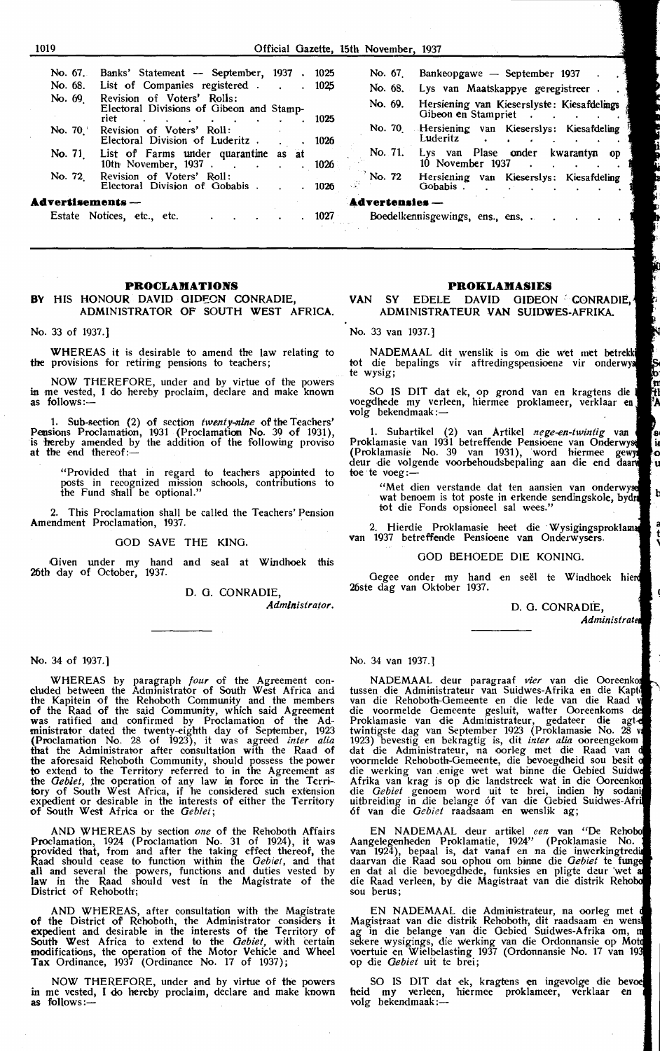| | | |
|---|---|---|
| No. 67. | Banks' Statement — September, 1937 | 1025 |
| No. 68. | List of Companies registered | 1025 |
| No. 69. | Revision of Voters' Rolls: Electoral Divisions of Gibeon and Stampriet | 1025 |
| No. 70. | Revision of Voters' Roll: Electoral Division of Luderitz | 1026 |
| No. 71. | List of Farms under quarantine as at 10th November, 1937 | 1026 |
| No. 72. | Revision of Voters' Roll: Electoral Division of Gobabis | 1026 |

**Advertisements —**

Estate Notices, etc., etc. . . . . . . 1027

| | | |
|---|---|---|
| No. 67. | Bankeopgawe — September 1937 | |
| No. 68. | Lys van Maatskappye geregistreer | |
| No. 69. | Hersiening van Kieserslyste: Kiesafdelings Gibeon en Stampriet | |
| No. 70. | Hersiening van Kieserslys: Kiesafdeling Luderitz | |
| No. 71. | Lys van Plase onder kwarantyn op 10 November 1937 | |
| No. 72 | Hersiening van Kieserslys: Kiesafdeling Gobabis | |

**Advertensies —**

Boedelkennisgewings, ens., ens.

## PROCLAMATIONS

### BY HIS HONOUR DAVID GIDEON CONRADIE, ADMINISTRATOR OF SOUTH WEST AFRICA.

No. 33 of 1937.]

WHEREAS it is desirable to amend the law relating to the provisions for retiring pensions to teachers;

NOW THEREFORE, under and by virtue of the powers in me vested, I do hereby proclaim, declare and make known as follows:—

1. Sub-section (2) of section *twenty-nine* of the Teachers' Pensions Proclamation, 1931 (Proclamation No. 39 of 1931), is hereby amended by the addition of the following proviso at the end thereof:—

"Provided that in regard to teachers appointed to posts in recognized mission schools, contributions to the Fund shall be optional."

2. This Proclamation shall be called the Teachers' Pension Amendment Proclamation, 1937.

GOD SAVE THE KING.

Given under my hand and seal at Windhoek this 26th day of October, 1937.

D. G. CONRADIE,
*Administrator.*

No. 34 of 1937.]

WHEREAS by paragraph *four* of the Agreement concluded between the Administrator of South West Africa and the Kapitein of the Rehoboth Community and the members of the Raad of the said Community, which said Agreement was ratified and confirmed by Proclamation of the Administrator dated the twenty-eighth day of September, 1923 (Proclamation No. 28 of 1923), it was agreed *inter alia* that the Administrator after consultation with the Raad of the aforesaid Rehoboth Community, should possess the power to extend to the Territory referred to in the Agreement as the *Gebiet*, the operation of any law in force in the Territory of South West Africa, if he considered such extension expedient or desirable in the interests of either the Territory of South West Africa or the *Gebiet*;

AND WHEREAS by section *one* of the Rehoboth Affairs Proclamation, 1924 (Proclamation No. 31 of 1924), it was provided that, from and after the taking effect thereof, the Raad should cease to function within the *Gebiet*, and that all and several the powers, functions and duties vested by law in the Raad should vest in the Magistrate of the District of Rehoboth;

AND WHEREAS, after consultation with the Magistrate of the District of Rehoboth, the Administrator considers it expedient and desirable in the interests of the Territory of South West Africa to extend to the *Gebiet*, with certain modifications, the operation of the Motor Vehicle and Wheel Tax Ordinance, 1937 (Ordinance No. 17 of 1937);

NOW THEREFORE, under and by virtue of the powers in me vested, I do hereby proclaim, declare and make known as follows:—

## PROKLAMASIES

### VAN SY EDELE DAVID GIDEON CONRADIE, ADMINISTRATEUR VAN SUIDWES-AFRIKA.

No. 33 van 1937.]

NADEMAAL dit wenslik is om die wet met betrekking tot die bepalings vir aftredingspensioene vir onderwysers te wysig;

SO IS DIT dat ek, op grond van en kragtens die bevoegdhede my verleen, hiermee proklameer, verklaar en volg bekendmaak:—

1. Subartikel (2) van Artikel *nege-en-twintig* van die Proklamasie van 1931 betreffende Pensioene van Onderwysers (Proklamasie No. 39 van 1931), word hiermee gewysig deur die volgende voorbehoudsbepaling aan die end daarvan toe te voeg:—

"Met dien verstande dat ten aansien van onderwysers wat benoem is tot poste in erkende sendingskole, bydrae tot die Fonds opsioneel sal wees."

2. Hierdie Proklamasie heet die Wysigingsproklamasie van 1937 betreffende Pensioene van Onderwysers.

GOD BEHOEDE DIE KONING.

Gegee onder my hand en seël te Windhoek hierdie 26ste dag van Oktober 1937.

D. G. CONRADIE,
*Administrateur.*

No. 34 van 1937.]

NADEMAAL deur paragraaf *vier* van die Ooreenkoms tussen die Administrateur van Suidwes-Afrika en die Kaptein van die Rehoboth-Gemeente en die lede van die Raad van die voormelde Gemeente gesluit, watter Ooreenkoms deur Proklamasie van die Administrateur, gedateer die agt-en-twintigste dag van September 1923 (Proklamasie No. 28 van 1923) bevestig en bekragtig is, dit *inter alia* ooreengekom is dat die Administrateur, na oorleg met die Raad van die voormelde Rehoboth-Gemeente, die bevoegdheid sou besit om die werking van enige wet wat binne die Gebied Suidwes-Afrika van krag is op die landstreek wat in die Ooreenkoms die *Gebiet* genoem word uit te brei, indien hy sodanige uitbreiding in die belange óf van die Gebied Suidwes-Afrika óf van die *Gebiet* raadsaam en wenslik ag;

EN NADEMAAL deur artikel *een* van "De Rehoboth Aangelegenheden Proklamatie, 1924" (Proklamasie No. 31 van 1924), bepaal is, dat vanaf en na die inwerkingtreding daarvan die Raad sou ophou om binne die *Gebiet* te funksioneer en dat al die bevoegdhede, funksies en pligte deur wet aan die Raad verleen, by die Magistraat van die distrik Rehoboth sou berus;

EN NADEMAAL die Administrateur, na oorleg met die Magistraat van die distrik Rehoboth, dit raadsaam en wenslik ag in die belange van die Gebied Suidwes-Afrika om, met sekere wysigings, die werking van die Ordonnansie op Motorvoertuie en Wielbelasting 1937 (Ordonnansie No. 17 van 1937) op die *Gebiet* uit te brei;

SO IS DIT dat ek, kragtens en ingevolge die bevoegdheid my verleen, hiermee proklameer, verklaar en volg bekendmaak:—